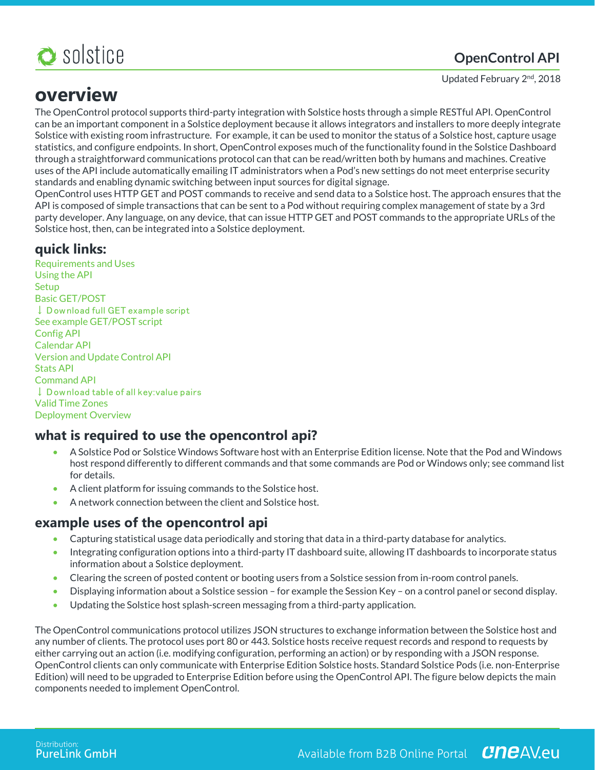# OpenControl API

Updated February 2nd, 2018

# overview

The OpenControl protocol supports third-party integration with Solstice hosts through a simple RESTful API. OpenControl can be an important component in a Solstice deployment because it allows integrators and installers to more deeply integrate Solstice with existing room infrastructure. For example, it can be used to monitor the status of a Solstice host, capture usage statistics, and configure endpoints. In short, OpenControl exposes much of the functionality found in the Solstice Dashboard through a straightforward communications protocol can that can be read/written both by humans and machines. Creative uses of the API include automatically emailing IT administrators when a Pod's new settings do not meet enterprise security standards and enabling dynamic switching between input sources for digital signage.

OpenControl uses HTTP GET and POST commands to receive and send data to a Solstice host. The approach ensures that the API is composed of simple transactions that can be sent to a Pod without requiring complex management of state by a 3rd party developer. Any language, on any device, that can issue HTTP GET and POST commands to the appropriate URLs of the Solstice host, then, can be integrated into a Solstice deployment.

## quick links:

Requirements and Uses
Using the API
Setup
Basic GET/POST
↓ Download full GET example script
See example GET/POST script
Config API
Calendar API
Version and Update Control API
Stats API
Command API
↓ Download table of all key:value pairs
Valid Time Zones
Deployment Overview

## what is required to use the opencontrol api?

- A Solstice Pod or Solstice Windows Software host with an Enterprise Edition license. Note that the Pod and Windows host respond differently to different commands and that some commands are Pod or Windows only; see command list for details.
- A client platform for issuing commands to the Solstice host.
- A network connection between the client and Solstice host.

## example uses of the opencontrol api

- Capturing statistical usage data periodically and storing that data in a third-party database for analytics.
- Integrating configuration options into a third-party IT dashboard suite, allowing IT dashboards to incorporate status information about a Solstice deployment.
- Clearing the screen of posted content or booting users from a Solstice session from in-room control panels.
- Displaying information about a Solstice session – for example the Session Key – on a control panel or second display.
- Updating the Solstice host splash-screen messaging from a third-party application.

The OpenControl communications protocol utilizes JSON structures to exchange information between the Solstice host and any number of clients. The protocol uses port 80 or 443. Solstice hosts receive request records and respond to requests by either carrying out an action (i.e. modifying configuration, performing an action) or by responding with a JSON response. OpenControl clients can only communicate with Enterprise Edition Solstice hosts. Standard Solstice Pods (i.e. non-Enterprise Edition) will need to be upgraded to Enterprise Edition before using the OpenControl API. The figure below depicts the main components needed to implement OpenControl.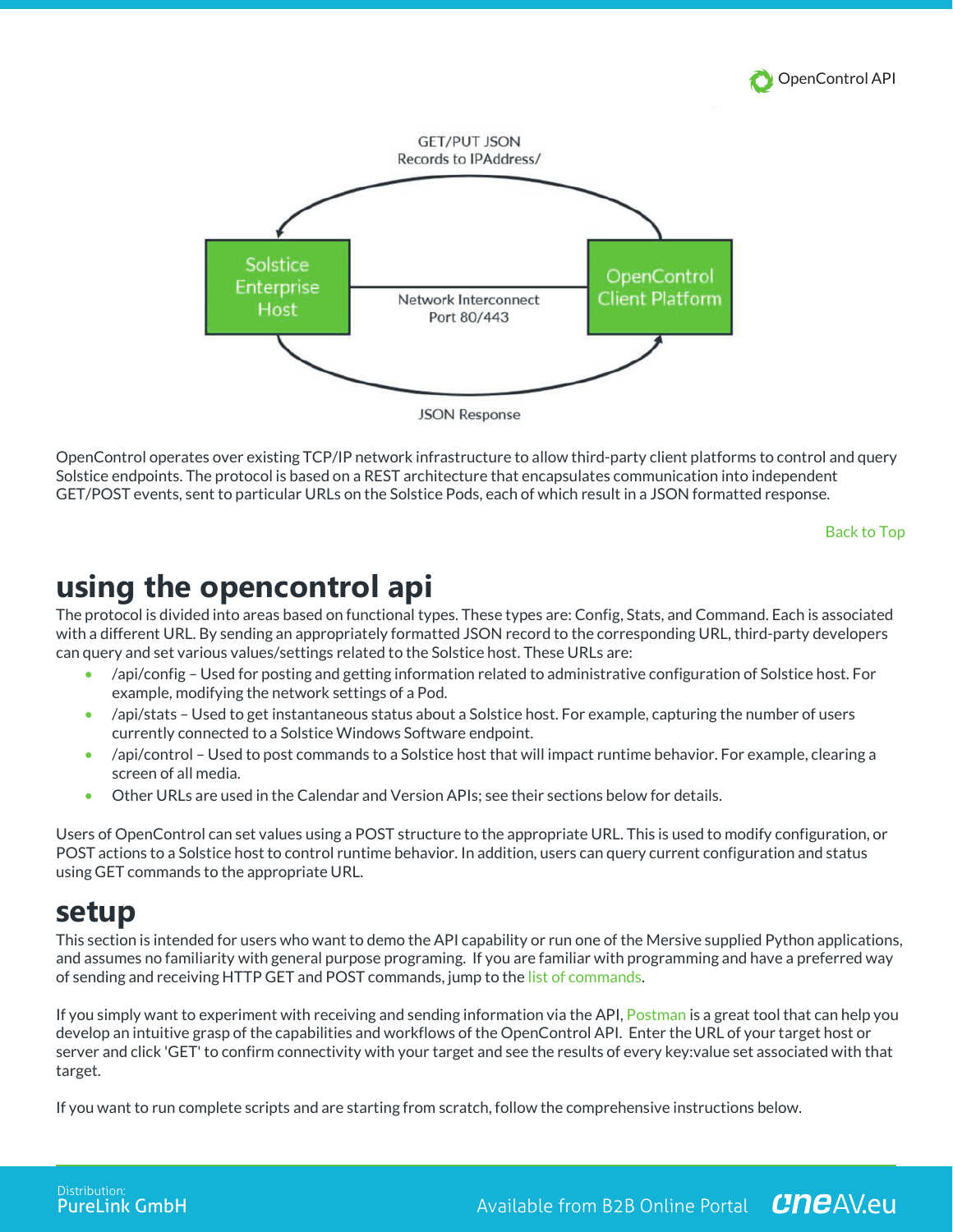GET/PUT JSON
Records to IPAddress/

Solstice Enterprise Host

Network Interconnect
Port 80/443

OpenControl Client Platform

JSON Response

OpenControl operates over existing TCP/IP network infrastructure to allow third-party client platforms to control and query Solstice endpoints. The protocol is based on a REST architecture that encapsulates communication into independent GET/POST events, sent to particular URLs on the Solstice Pods, each of which result in a JSON formatted response.

Back to Top

# using the opencontrol api

The protocol is divided into areas based on functional types. These types are: Config, Stats, and Command. Each is associated with a different URL. By sending an appropriately formatted JSON record to the corresponding URL, third-party developers can query and set various values/settings related to the Solstice host. These URLs are:

- /api/config – Used for posting and getting information related to administrative configuration of Solstice host. For example, modifying the network settings of a Pod.
- /api/stats – Used to get instantaneous status about a Solstice host. For example, capturing the number of users currently connected to a Solstice Windows Software endpoint.
- /api/control – Used to post commands to a Solstice host that will impact runtime behavior. For example, clearing a screen of all media.
- Other URLs are used in the Calendar and Version APIs; see their sections below for details.

Users of OpenControl can set values using a POST structure to the appropriate URL. This is used to modify configuration, or POST actions to a Solstice host to control runtime behavior. In addition, users can query current configuration and status using GET commands to the appropriate URL.

# setup

This section is intended for users who want to demo the API capability or run one of the Mersive supplied Python applications, and assumes no familiarity with general purpose programing. If you are familiar with programming and have a preferred way of sending and receiving HTTP GET and POST commands, jump to the list of commands.

If you simply want to experiment with receiving and sending information via the API, Postman is a great tool that can help you develop an intuitive grasp of the capabilities and workflows of the OpenControl API. Enter the URL of your target host or server and click 'GET' to confirm connectivity with your target and see the results of every key:value set associated with that target.

If you want to run complete scripts and are starting from scratch, follow the comprehensive instructions below.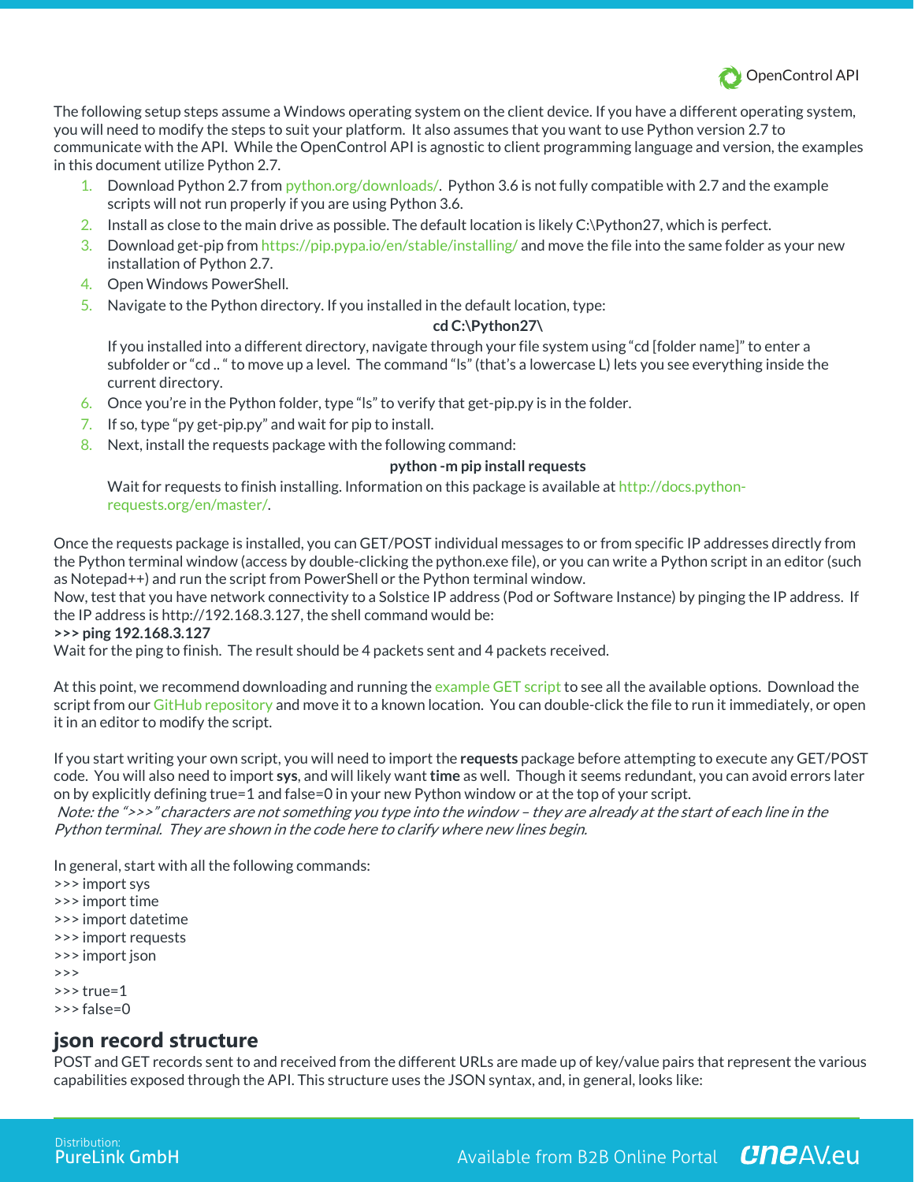The following setup steps assume a Windows operating system on the client device. If you have a different operating system, you will need to modify the steps to suit your platform. It also assumes that you want to use Python version 2.7 to communicate with the API. While the OpenControl API is agnostic to client programming language and version, the examples in this document utilize Python 2.7.

1. Download Python 2.7 from python.org/downloads/. Python 3.6 is not fully compatible with 2.7 and the example scripts will not run properly if you are using Python 3.6.
2. Install as close to the main drive as possible. The default location is likely C:\Python27, which is perfect.
3. Download get-pip from https://pip.pypa.io/en/stable/installing/ and move the file into the same folder as your new installation of Python 2.7.
4. Open Windows PowerShell.
5. Navigate to the Python directory. If you installed in the default location, type:

   **cd C:\Python27\**

   If you installed into a different directory, navigate through your file system using "cd [folder name]" to enter a subfolder or "cd .. " to move up a level. The command "ls" (that's a lowercase L) lets you see everything inside the current directory.
6. Once you're in the Python folder, type "ls" to verify that get-pip.py is in the folder.
7. If so, type "py get-pip.py" and wait for pip to install.
8. Next, install the requests package with the following command:

   **python -m pip install requests**

   Wait for requests to finish installing. Information on this package is available at http://docs.python-requests.org/en/master/.

Once the requests package is installed, you can GET/POST individual messages to or from specific IP addresses directly from the Python terminal window (access by double-clicking the python.exe file), or you can write a Python script in an editor (such as Notepad++) and run the script from PowerShell or the Python terminal window.

Now, test that you have network connectivity to a Solstice IP address (Pod or Software Instance) by pinging the IP address. If the IP address is http://192.168.3.127, the shell command would be:

**>>> ping 192.168.3.127**

Wait for the ping to finish. The result should be 4 packets sent and 4 packets received.

At this point, we recommend downloading and running the example GET script to see all the available options. Download the script from our GitHub repository and move it to a known location. You can double-click the file to run it immediately, or open it in an editor to modify the script.

If you start writing your own script, you will need to import the **requests** package before attempting to execute any GET/POST code. You will also need to import **sys**, and will likely want **time** as well. Though it seems redundant, you can avoid errors later on by explicitly defining true=1 and false=0 in your new Python window or at the top of your script.

*Note: the ">>>" characters are not something you type into the window – they are already at the start of each line in the Python terminal. They are shown in the code here to clarify where new lines begin.*

In general, start with all the following commands:

```
>>> import sys
>>> import time
>>> import datetime
>>> import requests
>>> import json
>>>
>>> true=1
>>> false=0
```

## json record structure

POST and GET records sent to and received from the different URLs are made up of key/value pairs that represent the various capabilities exposed through the API. This structure uses the JSON syntax, and, in general, looks like: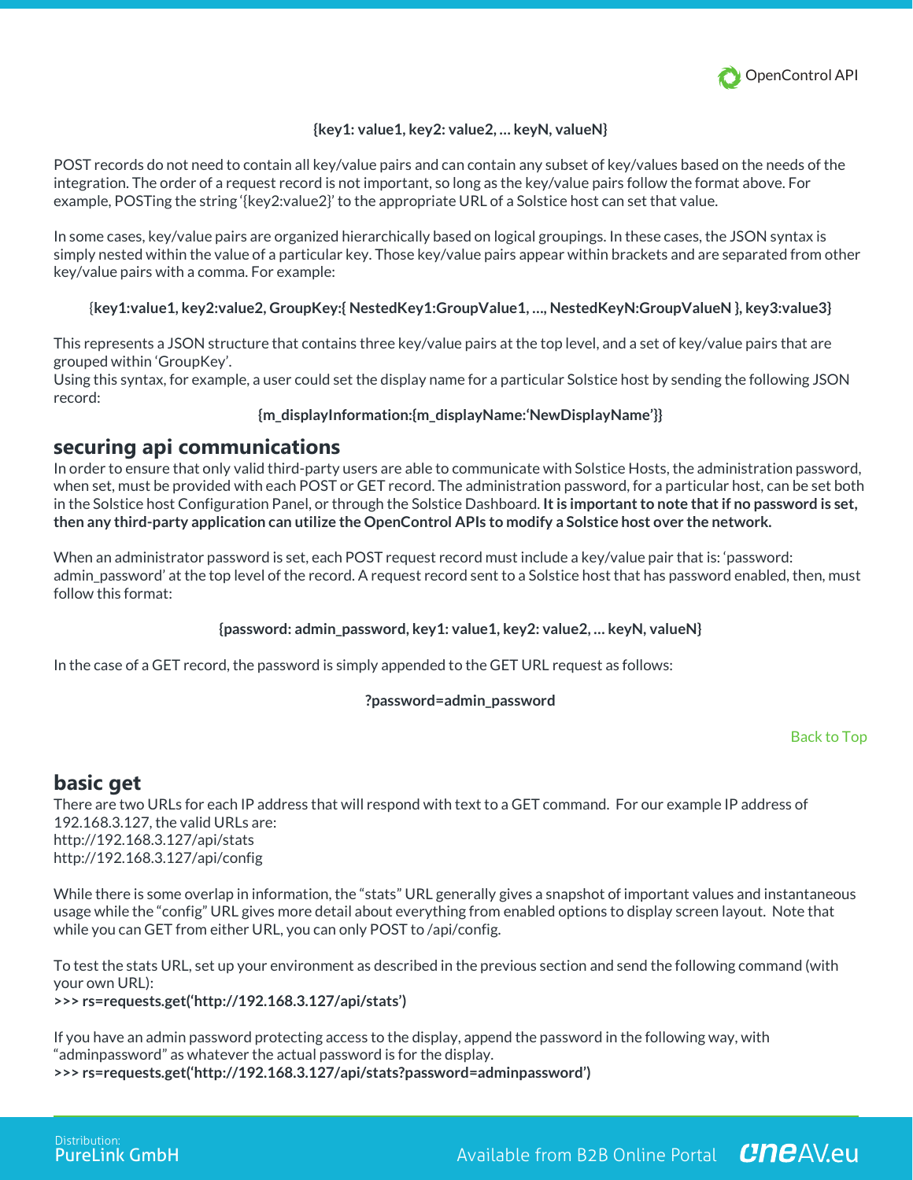**{key1: value1, key2: value2, … keyN, valueN}**

POST records do not need to contain all key/value pairs and can contain any subset of key/values based on the needs of the integration. The order of a request record is not important, so long as the key/value pairs follow the format above. For example, POSTing the string '{key2:value2}' to the appropriate URL of a Solstice host can set that value.

In some cases, key/value pairs are organized hierarchically based on logical groupings. In these cases, the JSON syntax is simply nested within the value of a particular key. Those key/value pairs appear within brackets and are separated from other key/value pairs with a comma. For example:

{**key1:value1, key2:value2, GroupKey:{ NestedKey1:GroupValue1, …, NestedKeyN:GroupValueN }, key3:value3}**

This represents a JSON structure that contains three key/value pairs at the top level, and a set of key/value pairs that are grouped within 'GroupKey'.
Using this syntax, for example, a user could set the display name for a particular Solstice host by sending the following JSON record:

**{m_displayInformation:{m_displayName:'NewDisplayName'}}**

## securing api communications

In order to ensure that only valid third-party users are able to communicate with Solstice Hosts, the administration password, when set, must be provided with each POST or GET record. The administration password, for a particular host, can be set both in the Solstice host Configuration Panel, or through the Solstice Dashboard. **It is important to note that if no password is set, then any third-party application can utilize the OpenControl APIs to modify a Solstice host over the network.**

When an administrator password is set, each POST request record must include a key/value pair that is: 'password: admin_password' at the top level of the record. A request record sent to a Solstice host that has password enabled, then, must follow this format:

**{password: admin_password, key1: value1, key2: value2, … keyN, valueN}**

In the case of a GET record, the password is simply appended to the GET URL request as follows:

**?password=admin_password**

Back to Top

## basic get

There are two URLs for each IP address that will respond with text to a GET command. For our example IP address of 192.168.3.127, the valid URLs are:
http://192.168.3.127/api/stats
http://192.168.3.127/api/config

While there is some overlap in information, the "stats" URL generally gives a snapshot of important values and instantaneous usage while the "config" URL gives more detail about everything from enabled options to display screen layout. Note that while you can GET from either URL, you can only POST to /api/config.

To test the stats URL, set up your environment as described in the previous section and send the following command (with your own URL):
**>>> rs=requests.get('http://192.168.3.127/api/stats')**

If you have an admin password protecting access to the display, append the password in the following way, with "adminpassword" as whatever the actual password is for the display.
**>>> rs=requests.get('http://192.168.3.127/api/stats?password=adminpassword')**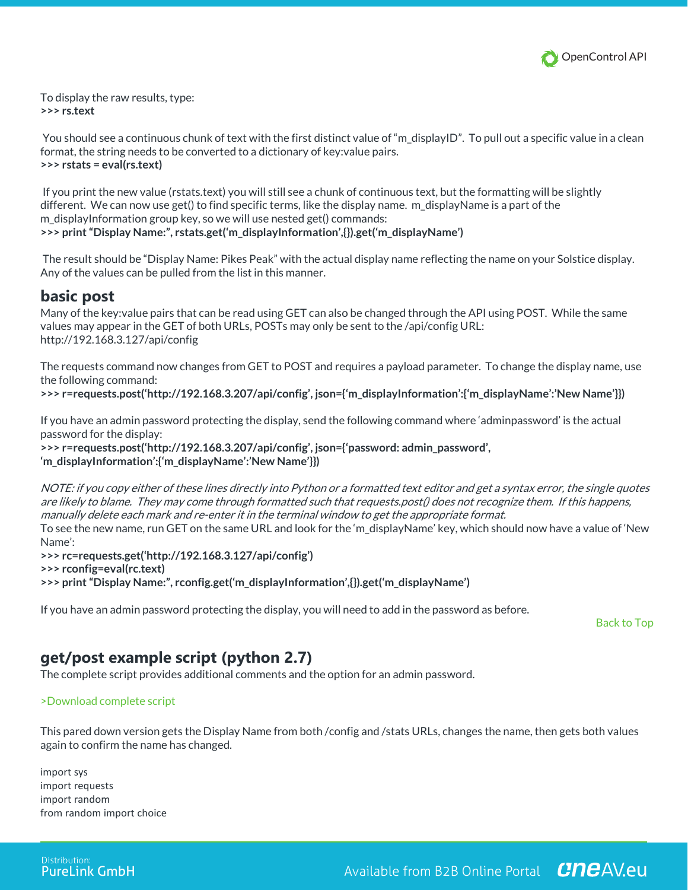To display the raw results, type:
**>>> rs.text**

You should see a continuous chunk of text with the first distinct value of "m_displayID". To pull out a specific value in a clean format, the string needs to be converted to a dictionary of key:value pairs.
**>>> rstats = eval(rs.text)**

If you print the new value (rstats.text) you will still see a chunk of continuous text, but the formatting will be slightly different. We can now use get() to find specific terms, like the display name. m_displayName is a part of the m_displayInformation group key, so we will use nested get() commands:
**>>> print "Display Name:", rstats.get('m_displayInformation',{}).get('m_displayName')**

The result should be "Display Name: Pikes Peak" with the actual display name reflecting the name on your Solstice display. Any of the values can be pulled from the list in this manner.

## basic post

Many of the key:value pairs that can be read using GET can also be changed through the API using POST. While the same values may appear in the GET of both URLs, POSTs may only be sent to the /api/config URL:
http://192.168.3.127/api/config

The requests command now changes from GET to POST and requires a payload parameter. To change the display name, use the following command:
**>>> r=requests.post('http://192.168.3.207/api/config', json={'m_displayInformation':{'m_displayName':'New Name'}})**

If you have an admin password protecting the display, send the following command where 'adminpassword' is the actual password for the display:
**>>> r=requests.post('http://192.168.3.207/api/config', json={'password: admin_password', 'm_displayInformation':{'m_displayName':'New Name'}})**

*NOTE: if you copy either of these lines directly into Python or a formatted text editor and get a syntax error, the single quotes are likely to blame. They may come through formatted such that requests.post() does not recognize them. If this happens, manually delete each mark and re-enter it in the terminal window to get the appropriate format.*
To see the new name, run GET on the same URL and look for the 'm_displayName' key, which should now have a value of 'New Name':
**>>> rc=requests.get('http://192.168.3.127/api/config')**
**>>> rconfig=eval(rc.text)**
**>>> print "Display Name:", rconfig.get('m_displayInformation',{}).get('m_displayName')**

If you have an admin password protecting the display, you will need to add in the password as before.

Back to Top

## get/post example script (python 2.7)

The complete script provides additional comments and the option for an admin password.

>Download complete script

This pared down version gets the Display Name from both /config and /stats URLs, changes the name, then gets both values again to confirm the name has changed.

```
import sys
import requests
import random
from random import choice
```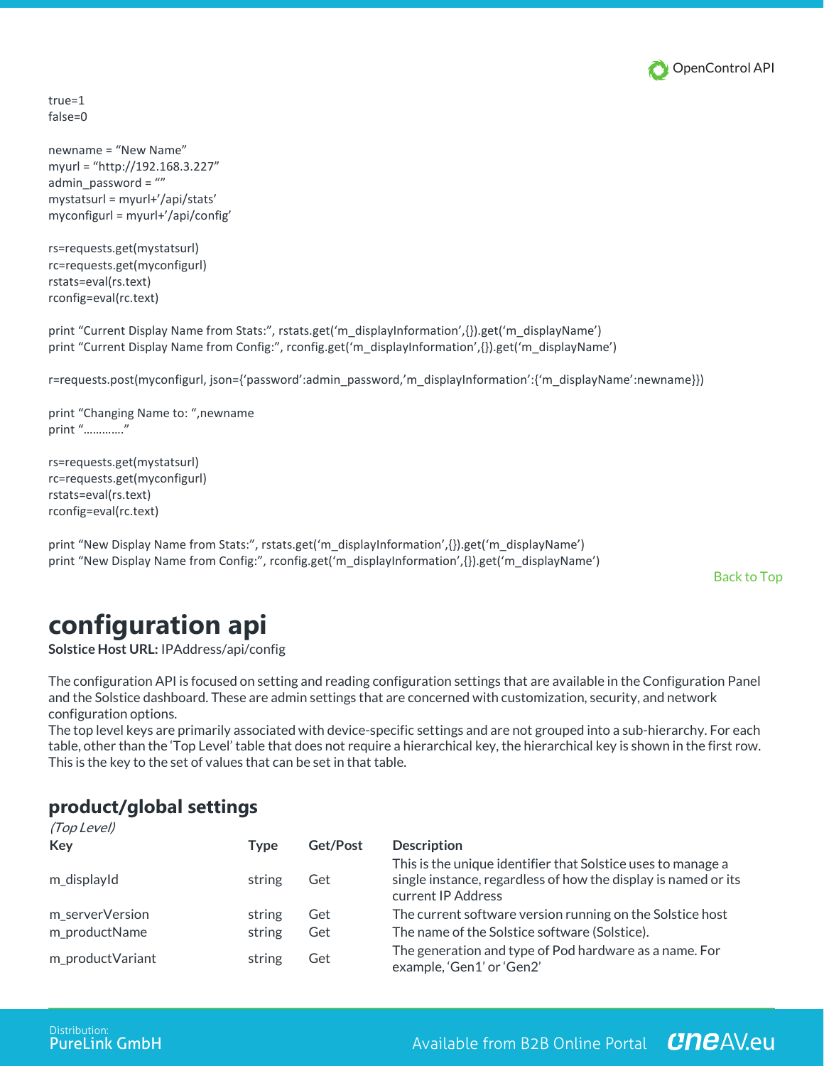```
true=1
false=0

newname = “New Name”
myurl = “http://192.168.3.227”
admin_password = “”
mystatsurl = myurl+’/api/stats’
myconfigurl = myurl+’/api/config’

rs=requests.get(mystatsurl)
rc=requests.get(myconfigurl)
rstats=eval(rs.text)
rconfig=eval(rc.text)

print “Current Display Name from Stats:”, rstats.get(‘m_displayInformation’,{}).get(‘m_displayName’)
print “Current Display Name from Config:”, rconfig.get(‘m_displayInformation’,{}).get(‘m_displayName’)

r=requests.post(myconfigurl, json={‘password’:admin_password,’m_displayInformation’:{‘m_displayName’:newname}})

print “Changing Name to: “,newname
print “…………”

rs=requests.get(mystatsurl)
rc=requests.get(myconfigurl)
rstats=eval(rs.text)
rconfig=eval(rc.text)

print “New Display Name from Stats:”, rstats.get(‘m_displayInformation’,{}).get(‘m_displayName’)
print “New Display Name from Config:”, rconfig.get(‘m_displayInformation’,{}).get(‘m_displayName’)
```

Back to Top

# configuration api

**Solstice Host URL:** IPAddress/api/config

The configuration API is focused on setting and reading configuration settings that are available in the Configuration Panel and the Solstice dashboard. These are admin settings that are concerned with customization, security, and network configuration options.
The top level keys are primarily associated with device-specific settings and are not grouped into a sub-hierarchy. For each table, other than the ‘Top Level’ table that does not require a hierarchical key, the hierarchical key is shown in the first row. This is the key to the set of values that can be set in that table.

## product/global settings

*(Top Level)*

| Key | Type | Get/Post | Description |
|---|---|---|---|
| m_displayId | string | Get | This is the unique identifier that Solstice uses to manage a single instance, regardless of how the display is named or its current IP Address |
| m_serverVersion | string | Get | The current software version running on the Solstice host |
| m_productName | string | Get | The name of the Solstice software (Solstice). |
| m_productVariant | string | Get | The generation and type of Pod hardware as a name. For example, ‘Gen1’ or ‘Gen2’ |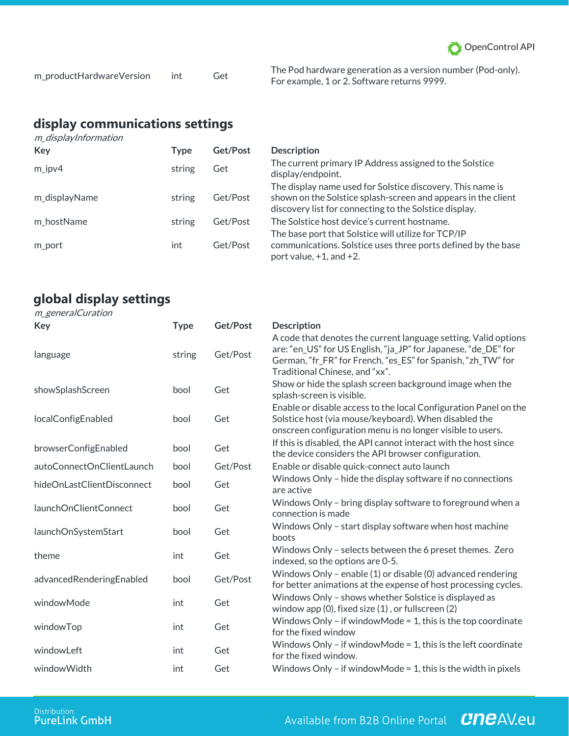| | | | |
|---|---|---|---|
| m_productHardwareVersion | int | Get | The Pod hardware generation as a version number (Pod-only). For example, 1 or 2. Software returns 9999. |

## display communications settings

*m_displayInformation*

| Key | Type | Get/Post | Description |
|---|---|---|---|
| m_ipv4 | string | Get | The current primary IP Address assigned to the Solstice display/endpoint. |
| m_displayName | string | Get/Post | The display name used for Solstice discovery. This name is shown on the Solstice splash-screen and appears in the client discovery list for connecting to the Solstice display. |
| m_hostName | string | Get/Post | The Solstice host device's current hostname. |
| m_port | int | Get/Post | The base port that Solstice will utilize for TCP/IP communications. Solstice uses three ports defined by the base port value, +1, and +2. |

## global display settings

*m_generalCuration*

| Key | Type | Get/Post | Description |
|---|---|---|---|
| language | string | Get/Post | A code that denotes the current language setting. Valid options are: "en_US" for US English, "ja_JP" for Japanese, "de_DE" for German, "fr_FR" for French, "es_ES" for Spanish, "zh_TW" for Traditional Chinese, and "xx". |
| showSplashScreen | bool | Get | Show or hide the splash screen background image when the splash-screen is visible. |
| localConfigEnabled | bool | Get | Enable or disable access to the local Configuration Panel on the Solstice host (via mouse/keyboard). When disabled the onscreen configuration menu is no longer visible to users. |
| browserConfigEnabled | bool | Get | If this is disabled, the API cannot interact with the host since the device considers the API browser configuration. |
| autoConnectOnClientLaunch | bool | Get/Post | Enable or disable quick-connect auto launch |
| hideOnLastClientDisconnect | bool | Get | Windows Only – hide the display software if no connections are active |
| launchOnClientConnect | bool | Get | Windows Only – bring display software to foreground when a connection is made |
| launchOnSystemStart | bool | Get | Windows Only – start display software when host machine boots |
| theme | int | Get | Windows Only – selects between the 6 preset themes. Zero indexed, so the options are 0-5. |
| advancedRenderingEnabled | bool | Get/Post | Windows Only – enable (1) or disable (0) advanced rendering for better animations at the expense of host processing cycles. |
| windowMode | int | Get | Windows Only – shows whether Solstice is displayed as window app (0), fixed size (1) , or fullscreen (2) |
| windowTop | int | Get | Windows Only – if windowMode = 1, this is the top coordinate for the fixed window |
| windowLeft | int | Get | Windows Only – if windowMode = 1, this is the left coordinate for the fixed window. |
| windowWidth | int | Get | Windows Only – if windowMode = 1, this is the width in pixels |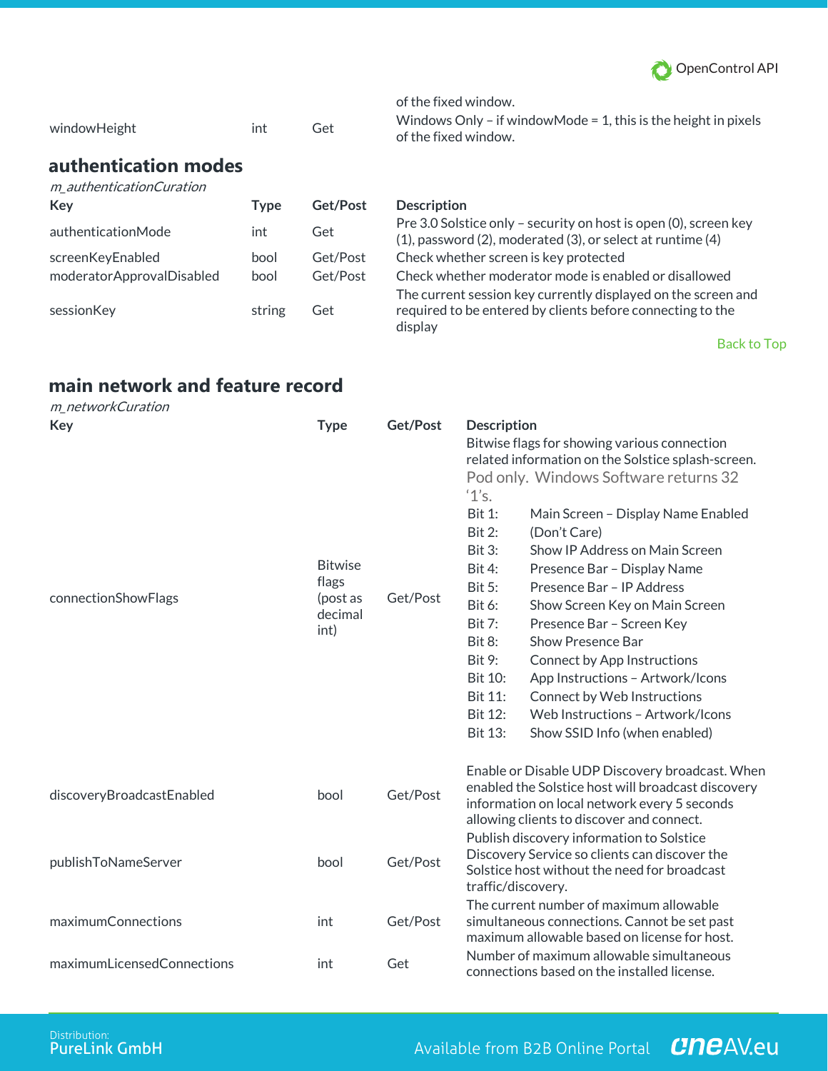| | | | |
|---|---|---|---|
| | | | of the fixed window. |
| windowHeight | int | Get | Windows Only – if windowMode = 1, this is the height in pixels of the fixed window. |

## authentication modes

*m_authenticationCuration*

| Key | Type | Get/Post | Description |
|---|---|---|---|
| authenticationMode | int | Get | Pre 3.0 Solstice only – security on host is open (0), screen key (1), password (2), moderated (3), or select at runtime (4) |
| screenKeyEnabled | bool | Get/Post | Check whether screen is key protected |
| moderatorApprovalDisabled | bool | Get/Post | Check whether moderator mode is enabled or disallowed |
| sessionKey | string | Get | The current session key currently displayed on the screen and required to be entered by clients before connecting to the display |

Back to Top

## main network and feature record

*m_networkCuration*

| Key | Type | Get/Post | Description |
|---|---|---|---|
| connectionShowFlags | Bitwise flags (post as decimal int) | Get/Post | Bitwise flags for showing various connection related information on the Solstice splash-screen. Pod only. Windows Software returns 32 '1's.<br>Bit 1: Main Screen – Display Name Enabled<br>Bit 2: (Don't Care)<br>Bit 3: Show IP Address on Main Screen<br>Bit 4: Presence Bar – Display Name<br>Bit 5: Presence Bar – IP Address<br>Bit 6: Show Screen Key on Main Screen<br>Bit 7: Presence Bar – Screen Key<br>Bit 8: Show Presence Bar<br>Bit 9: Connect by App Instructions<br>Bit 10: App Instructions – Artwork/Icons<br>Bit 11: Connect by Web Instructions<br>Bit 12: Web Instructions – Artwork/Icons<br>Bit 13: Show SSID Info (when enabled) |
| discoveryBroadcastEnabled | bool | Get/Post | Enable or Disable UDP Discovery broadcast. When enabled the Solstice host will broadcast discovery information on local network every 5 seconds allowing clients to discover and connect. |
| publishToNameServer | bool | Get/Post | Publish discovery information to Solstice Discovery Service so clients can discover the Solstice host without the need for broadcast traffic/discovery. |
| maximumConnections | int | Get/Post | The current number of maximum allowable simultaneous connections. Cannot be set past maximum allowable based on license for host. |
| maximumLicensedConnections | int | Get | Number of maximum allowable simultaneous connections based on the installed license. |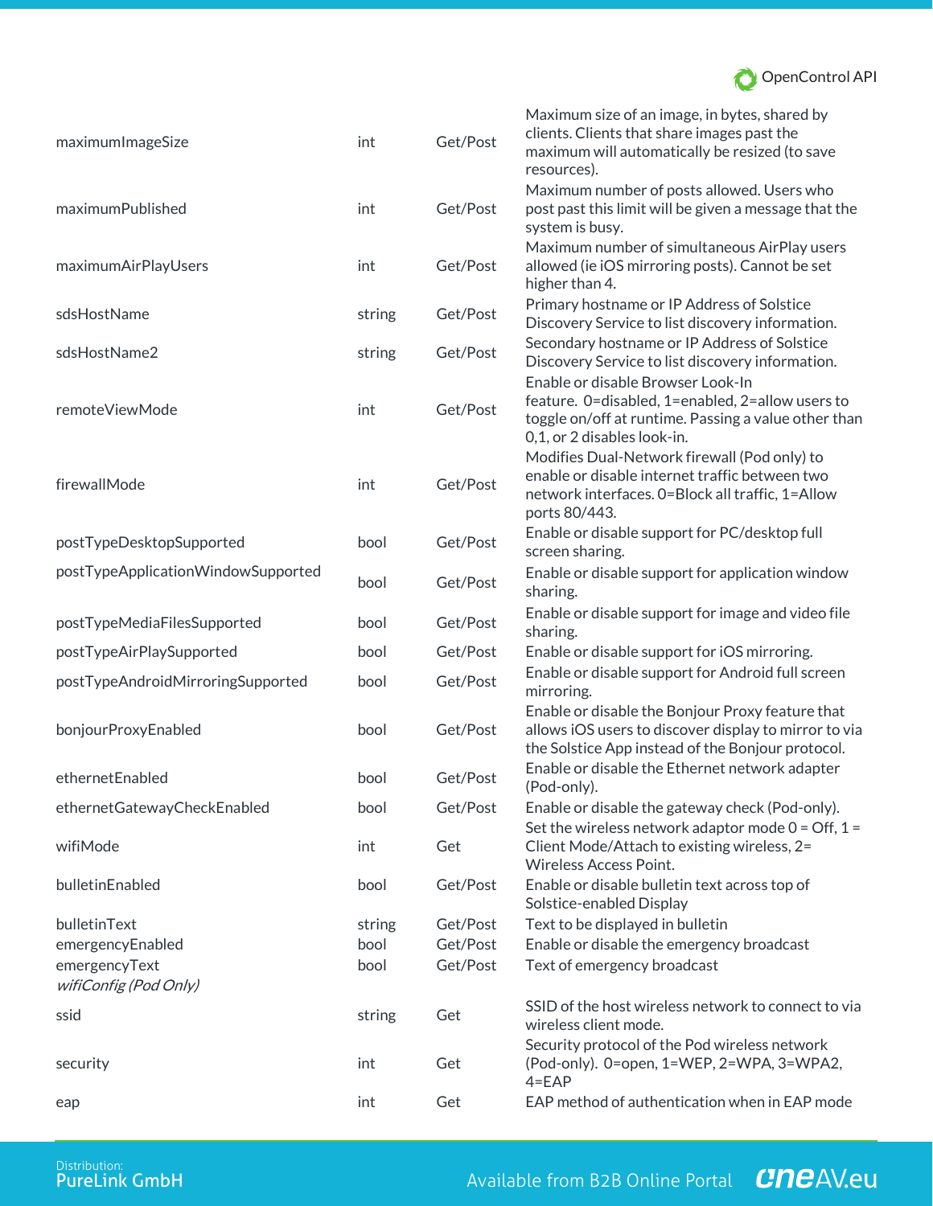| | | | |
|---|---|---|---|
| maximumImageSize | int | Get/Post | Maximum size of an image, in bytes, shared by clients. Clients that share images past the maximum will automatically be resized (to save resources). |
| maximumPublished | int | Get/Post | Maximum number of posts allowed. Users who post past this limit will be given a message that the system is busy. |
| maximumAirPlayUsers | int | Get/Post | Maximum number of simultaneous AirPlay users allowed (ie iOS mirroring posts). Cannot be set higher than 4. |
| sdsHostName | string | Get/Post | Primary hostname or IP Address of Solstice Discovery Service to list discovery information. |
| sdsHostName2 | string | Get/Post | Secondary hostname or IP Address of Solstice Discovery Service to list discovery information. |
| remoteViewMode | int | Get/Post | Enable or disable Browser Look-In feature. 0=disabled, 1=enabled, 2=allow users to toggle on/off at runtime. Passing a value other than 0,1, or 2 disables look-in. |
| firewallMode | int | Get/Post | Modifies Dual-Network firewall (Pod only) to enable or disable internet traffic between two network interfaces. 0=Block all traffic, 1=Allow ports 80/443. |
| postTypeDesktopSupported | bool | Get/Post | Enable or disable support for PC/desktop full screen sharing. |
| postTypeApplicationWindowSupported | bool | Get/Post | Enable or disable support for application window sharing. |
| postTypeMediaFilesSupported | bool | Get/Post | Enable or disable support for image and video file sharing. |
| postTypeAirPlaySupported | bool | Get/Post | Enable or disable support for iOS mirroring. |
| postTypeAndroidMirroringSupported | bool | Get/Post | Enable or disable support for Android full screen mirroring. |
| bonjourProxyEnabled | bool | Get/Post | Enable or disable the Bonjour Proxy feature that allows iOS users to discover display to mirror to via the Solstice App instead of the Bonjour protocol. |
| ethernetEnabled | bool | Get/Post | Enable or disable the Ethernet network adapter (Pod-only). |
| ethernetGatewayCheckEnabled | bool | Get/Post | Enable or disable the gateway check (Pod-only). |
| wifiMode | int | Get | Set the wireless network adaptor mode 0 = Off, 1 = Client Mode/Attach to existing wireless, 2= Wireless Access Point. |
| bulletinEnabled | bool | Get/Post | Enable or disable bulletin text across top of Solstice-enabled Display |
| bulletinText | string | Get/Post | Text to be displayed in bulletin |
| emergencyEnabled | bool | Get/Post | Enable or disable the emergency broadcast |
| emergencyText | bool | Get/Post | Text of emergency broadcast |
| *wifiConfig (Pod Only)* | | | |
| ssid | string | Get | SSID of the host wireless network to connect to via wireless client mode. |
| security | int | Get | Security protocol of the Pod wireless network (Pod-only). 0=open, 1=WEP, 2=WPA, 3=WPA2, 4=EAP |
| eap | int | Get | EAP method of authentication when in EAP mode |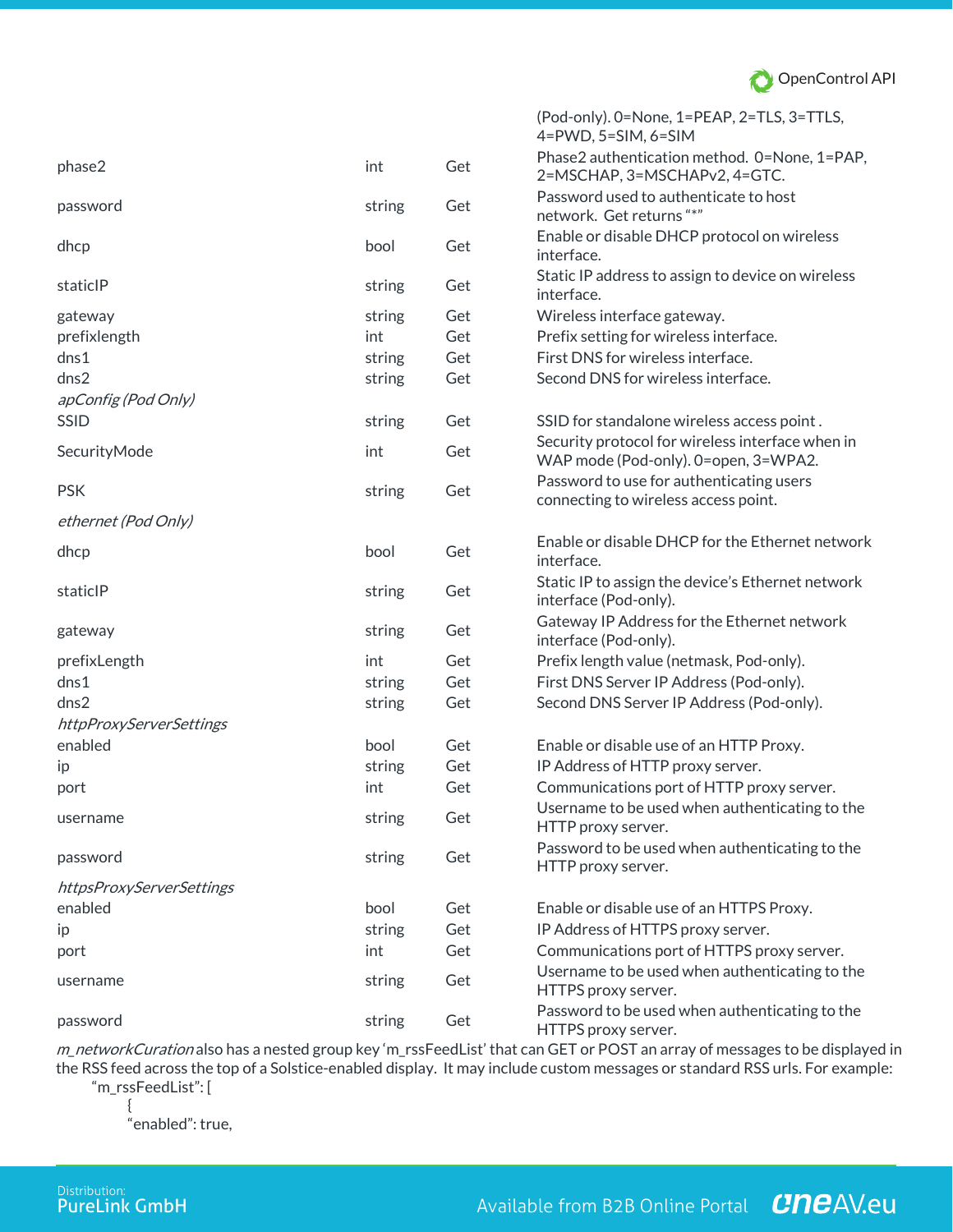| | | | |
|---|---|---|---|
| | | | (Pod-only). 0=None, 1=PEAP, 2=TLS, 3=TTLS, 4=PWD, 5=SIM, 6=SIM |
| phase2 | int | Get | Phase2 authentication method. 0=None, 1=PAP, 2=MSCHAP, 3=MSCHAPv2, 4=GTC. |
| password | string | Get | Password used to authenticate to host network. Get returns "*" |
| dhcp | bool | Get | Enable or disable DHCP protocol on wireless interface. |
| staticIP | string | Get | Static IP address to assign to device on wireless interface. |
| gateway | string | Get | Wireless interface gateway. |
| prefixlength | int | Get | Prefix setting for wireless interface. |
| dns1 | string | Get | First DNS for wireless interface. |
| dns2 | string | Get | Second DNS for wireless interface. |
| *apConfig (Pod Only)* | | | |
| SSID | string | Get | SSID for standalone wireless access point . |
| SecurityMode | int | Get | Security protocol for wireless interface when in WAP mode (Pod-only). 0=open, 3=WPA2. |
| PSK | string | Get | Password to use for authenticating users connecting to wireless access point. |
| *ethernet (Pod Only)* | | | |
| dhcp | bool | Get | Enable or disable DHCP for the Ethernet network interface. |
| staticIP | string | Get | Static IP to assign the device's Ethernet network interface (Pod-only). |
| gateway | string | Get | Gateway IP Address for the Ethernet network interface (Pod-only). |
| prefixLength | int | Get | Prefix length value (netmask, Pod-only). |
| dns1 | string | Get | First DNS Server IP Address (Pod-only). |
| dns2 | string | Get | Second DNS Server IP Address (Pod-only). |
| *httpProxyServerSettings* | | | |
| enabled | bool | Get | Enable or disable use of an HTTP Proxy. |
| ip | string | Get | IP Address of HTTP proxy server. |
| port | int | Get | Communications port of HTTP proxy server. |
| username | string | Get | Username to be used when authenticating to the HTTP proxy server. |
| password | string | Get | Password to be used when authenticating to the HTTP proxy server. |
| *httpsProxyServerSettings* | | | |
| enabled | bool | Get | Enable or disable use of an HTTPS Proxy. |
| ip | string | Get | IP Address of HTTPS proxy server. |
| port | int | Get | Communications port of HTTPS proxy server. |
| username | string | Get | Username to be used when authenticating to the HTTPS proxy server. |
| password | string | Get | Password to be used when authenticating to the HTTPS proxy server. |

*m_networkCuration* also has a nested group key 'm_rssFeedList' that can GET or POST an array of messages to be displayed in the RSS feed across the top of a Solstice-enabled display. It may include custom messages or standard RSS urls. For example:

```
"m_rssFeedList": [
      {
      "enabled": true,
```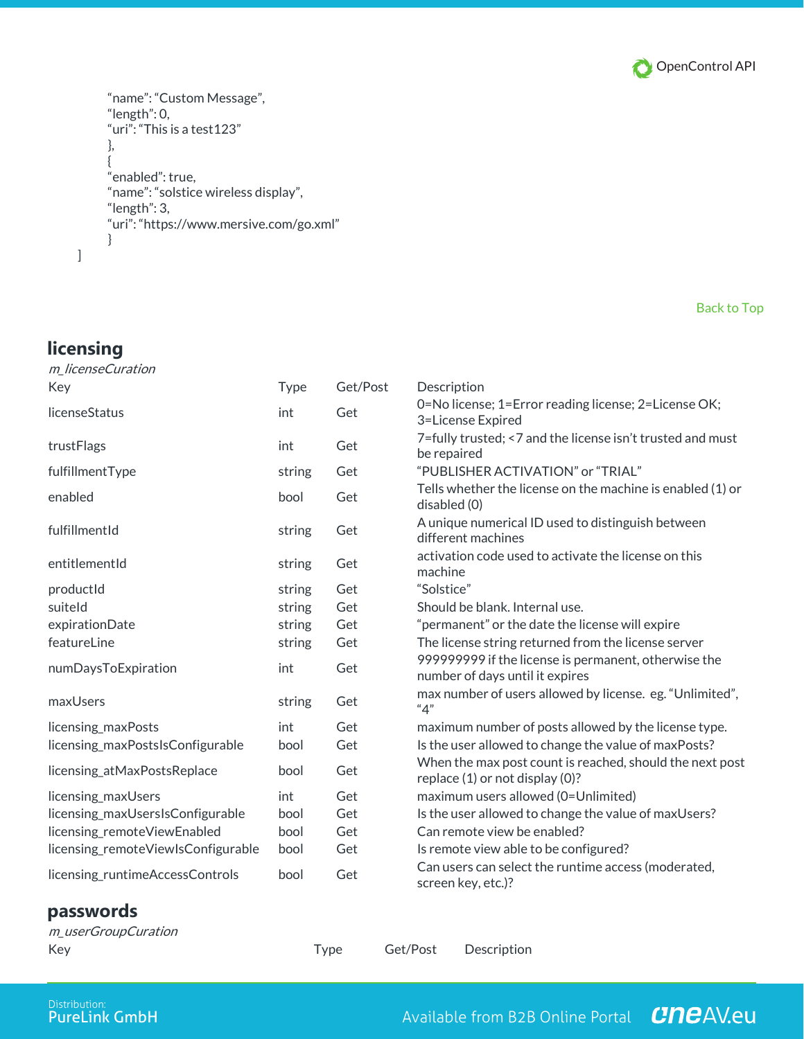```
"name": "Custom Message",
"length": 0,
"uri": "This is a test123"
},
{
"enabled": true,
"name": "solstice wireless display",
"length": 3,
"uri": "https://www.mersive.com/go.xml"
}
]
```

Back to Top

## licensing

*m_licenseCuration*

| Key | Type | Get/Post | Description |
|---|---|---|---|
| licenseStatus | int | Get | 0=No license; 1=Error reading license; 2=License OK; 3=License Expired |
| trustFlags | int | Get | 7=fully trusted; <7 and the license isn't trusted and must be repaired |
| fulfillmentType | string | Get | "PUBLISHER ACTIVATION" or "TRIAL" |
| enabled | bool | Get | Tells whether the license on the machine is enabled (1) or disabled (0) |
| fulfillmentId | string | Get | A unique numerical ID used to distinguish between different machines |
| entitlementId | string | Get | activation code used to activate the license on this machine |
| productId | string | Get | "Solstice" |
| suiteId | string | Get | Should be blank. Internal use. |
| expirationDate | string | Get | "permanent" or the date the license will expire |
| featureLine | string | Get | The license string returned from the license server |
| numDaysToExpiration | int | Get | 999999999 if the license is permanent, otherwise the number of days until it expires |
| maxUsers | string | Get | max number of users allowed by license. eg. "Unlimited", "4" |
| licensing_maxPosts | int | Get | maximum number of posts allowed by the license type. |
| licensing_maxPostsIsConfigurable | bool | Get | Is the user allowed to change the value of maxPosts? |
| licensing_atMaxPostsReplace | bool | Get | When the max post count is reached, should the next post replace (1) or not display (0)? |
| licensing_maxUsers | int | Get | maximum users allowed (0=Unlimited) |
| licensing_maxUsersIsConfigurable | bool | Get | Is the user allowed to change the value of maxUsers? |
| licensing_remoteViewEnabled | bool | Get | Can remote view be enabled? |
| licensing_remoteViewIsConfigurable | bool | Get | Is remote view able to be configured? |
| licensing_runtimeAccessControls | bool | Get | Can users can select the runtime access (moderated, screen key, etc.)? |

## passwords

*m_userGroupCuration*

| Key | Type | Get/Post | Description |
|---|---|---|---|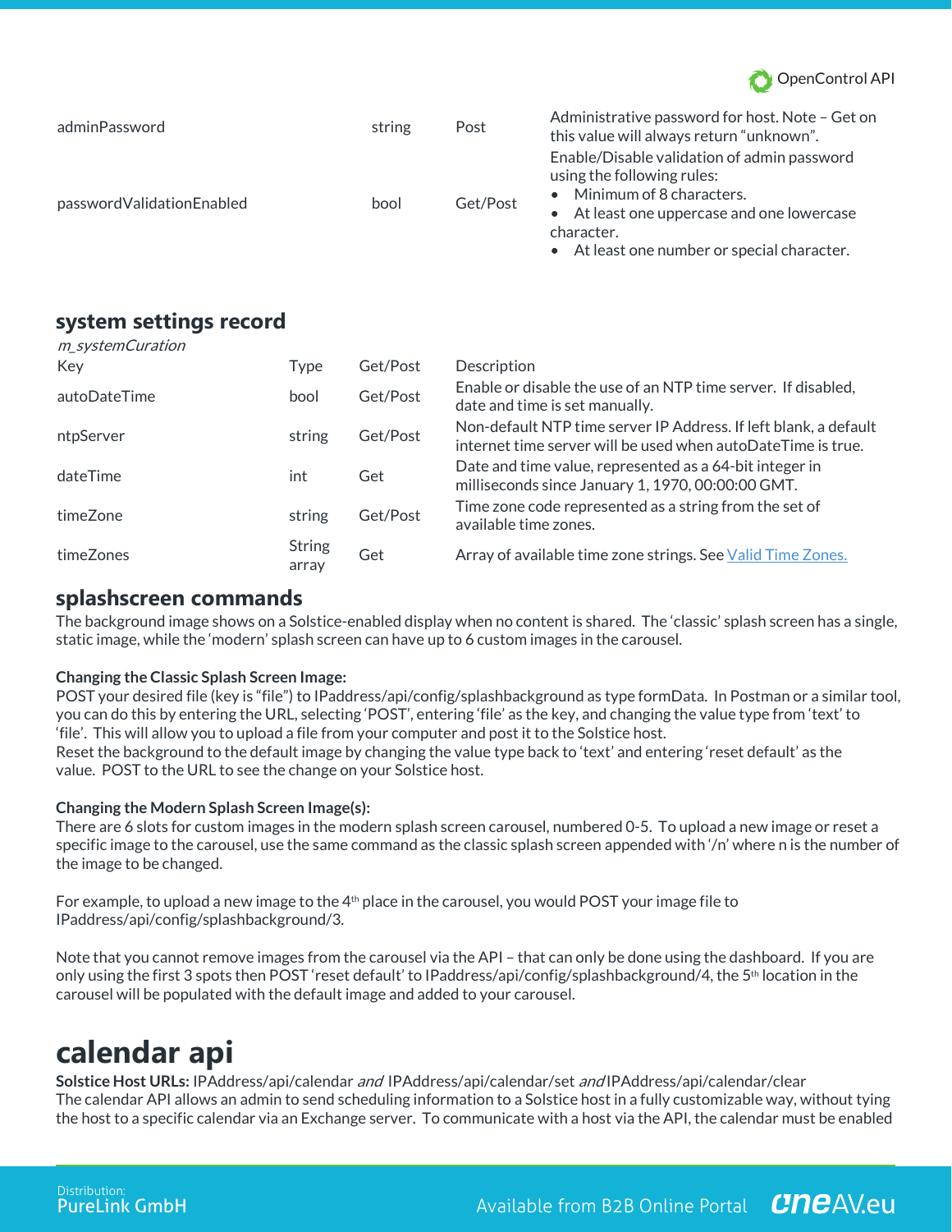| | | | |
|---|---|---|---|
| adminPassword | string | Post | Administrative password for host. Note – Get on this value will always return “unknown”. |
| passwordValidationEnabled | bool | Get/Post | Enable/Disable validation of admin password using the following rules: <br>• Minimum of 8 characters. <br>• At least one uppercase and one lowercase character. <br>• At least one number or special character. |

## system settings record

*m_systemCuration*

| Key | Type | Get/Post | Description |
|---|---|---|---|
| autoDateTime | bool | Get/Post | Enable or disable the use of an NTP time server. If disabled, date and time is set manually. |
| ntpServer | string | Get/Post | Non-default NTP time server IP Address. If left blank, a default internet time server will be used when autoDateTime is true. |
| dateTime | int | Get | Date and time value, represented as a 64-bit integer in milliseconds since January 1, 1970, 00:00:00 GMT. |
| timeZone | string | Get/Post | Time zone code represented as a string from the set of available time zones. |
| timeZones | String array | Get | Array of available time zone strings. See Valid Time Zones. |

## splashscreen commands

The background image shows on a Solstice-enabled display when no content is shared. The ‘classic’ splash screen has a single, static image, while the ‘modern’ splash screen can have up to 6 custom images in the carousel.

**Changing the Classic Splash Screen Image:**

POST your desired file (key is “file”) to IPaddress/api/config/splashbackground as type formData. In Postman or a similar tool, you can do this by entering the URL, selecting ‘POST’, entering ‘file’ as the key, and changing the value type from ‘text’ to ‘file’. This will allow you to upload a file from your computer and post it to the Solstice host.
Reset the background to the default image by changing the value type back to ‘text’ and entering ‘reset default’ as the value. POST to the URL to see the change on your Solstice host.

**Changing the Modern Splash Screen Image(s):**

There are 6 slots for custom images in the modern splash screen carousel, numbered 0-5. To upload a new image or reset a specific image to the carousel, use the same command as the classic splash screen appended with ‘/n’ where n is the number of the image to be changed.

For example, to upload a new image to the 4th place in the carousel, you would POST your image file to IPaddress/api/config/splashbackground/3.

Note that you cannot remove images from the carousel via the API – that can only be done using the dashboard. If you are only using the first 3 spots then POST ‘reset default’ to IPaddress/api/config/splashbackground/4, the 5th location in the carousel will be populated with the default image and added to your carousel.

# calendar api

**Solstice Host URLs:** IPAddress/api/calendar *and* IPAddress/api/calendar/set *and* IPAddress/api/calendar/clear
The calendar API allows an admin to send scheduling information to a Solstice host in a fully customizable way, without tying the host to a specific calendar via an Exchange server. To communicate with a host via the API, the calendar must be enabled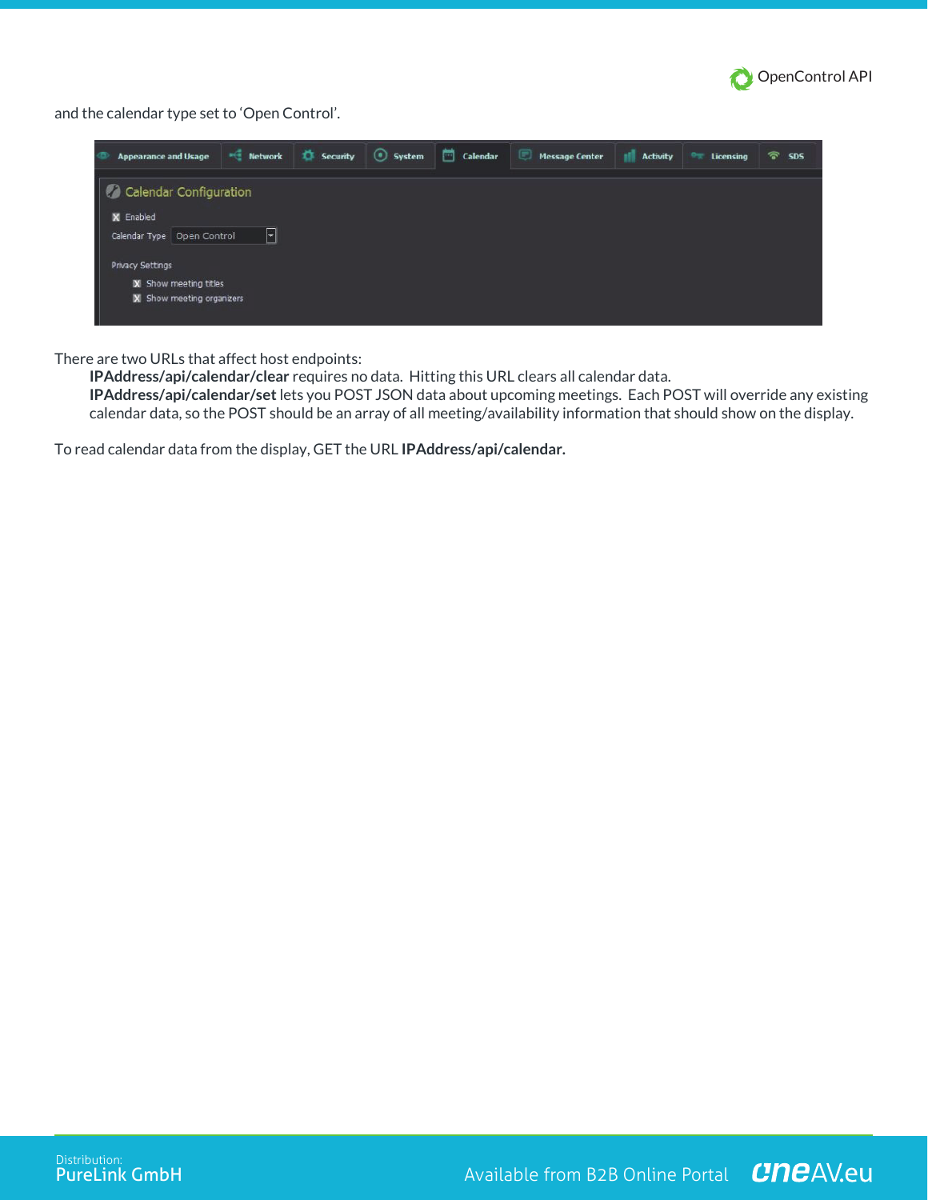and the calendar type set to 'Open Control'.

There are two URLs that affect host endpoints:

**IPAddress/api/calendar/clear** requires no data. Hitting this URL clears all calendar data.

**IPAddress/api/calendar/set** lets you POST JSON data about upcoming meetings. Each POST will override any existing calendar data, so the POST should be an array of all meeting/availability information that should show on the display.

To read calendar data from the display, GET the URL **IPAddress/api/calendar.**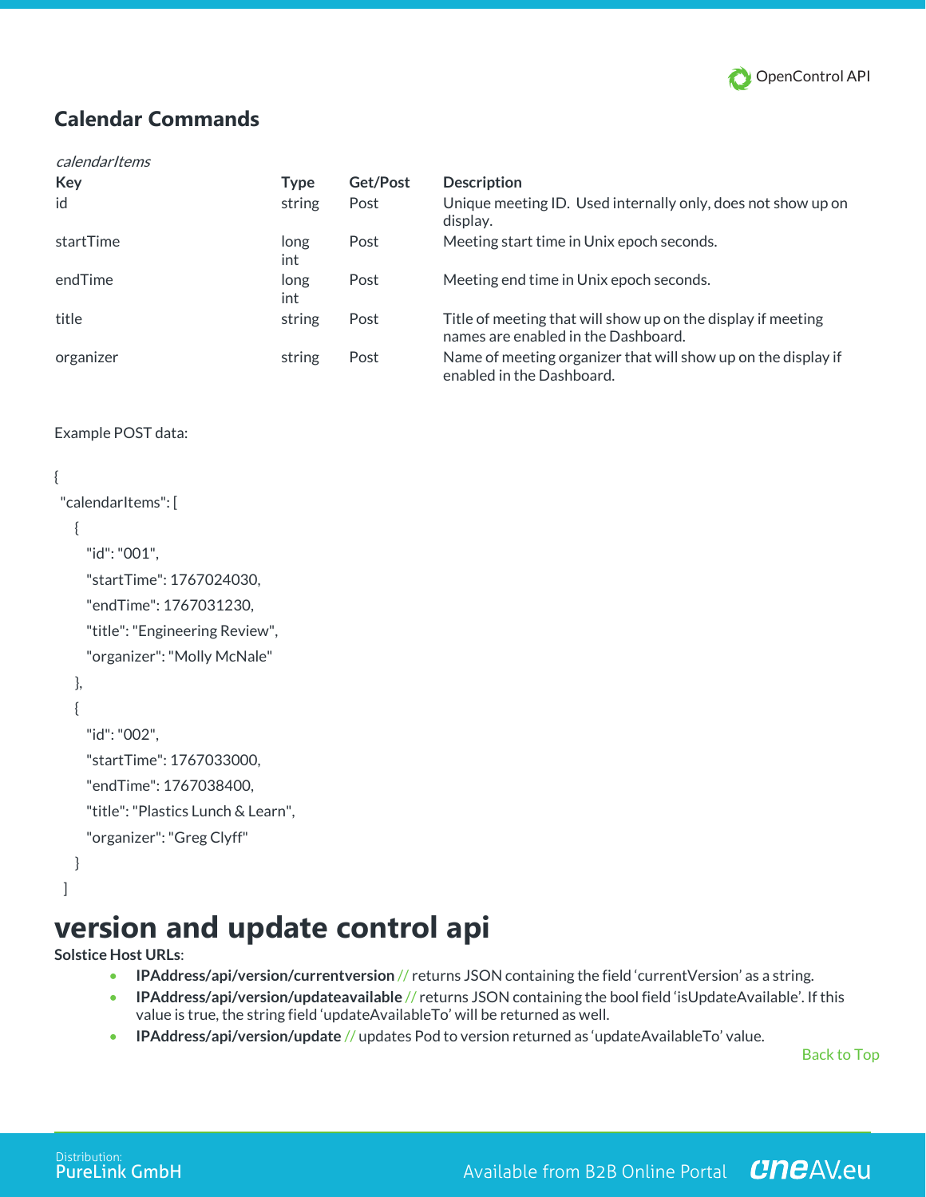## Calendar Commands

*calendarItems*

| Key | Type | Get/Post | Description |
|---|---|---|---|
| id | string | Post | Unique meeting ID. Used internally only, does not show up on display. |
| startTime | long int | Post | Meeting start time in Unix epoch seconds. |
| endTime | long int | Post | Meeting end time in Unix epoch seconds. |
| title | string | Post | Title of meeting that will show up on the display if meeting names are enabled in the Dashboard. |
| organizer | string | Post | Name of meeting organizer that will show up on the display if enabled in the Dashboard. |

Example POST data:

```
{
 "calendarItems": [
   {
     "id": "001",
     "startTime": 1767024030,
     "endTime": 1767031230,
     "title": "Engineering Review",
     "organizer": "Molly McNale"
   },
   {
     "id": "002",
     "startTime": 1767033000,
     "endTime": 1767038400,
     "title": "Plastics Lunch & Learn",
     "organizer": "Greg Clyff"
   }
 ]
```

# version and update control api

**Solstice Host URLs**:

- **IPAddress/api/version/currentversion** // returns JSON containing the field 'currentVersion' as a string.
- **IPAddress/api/version/updateavailable** // returns JSON containing the bool field 'isUpdateAvailable'. If this value is true, the string field 'updateAvailableTo' will be returned as well.
- **IPAddress/api/version/update** // updates Pod to version returned as 'updateAvailableTo' value.

Back to Top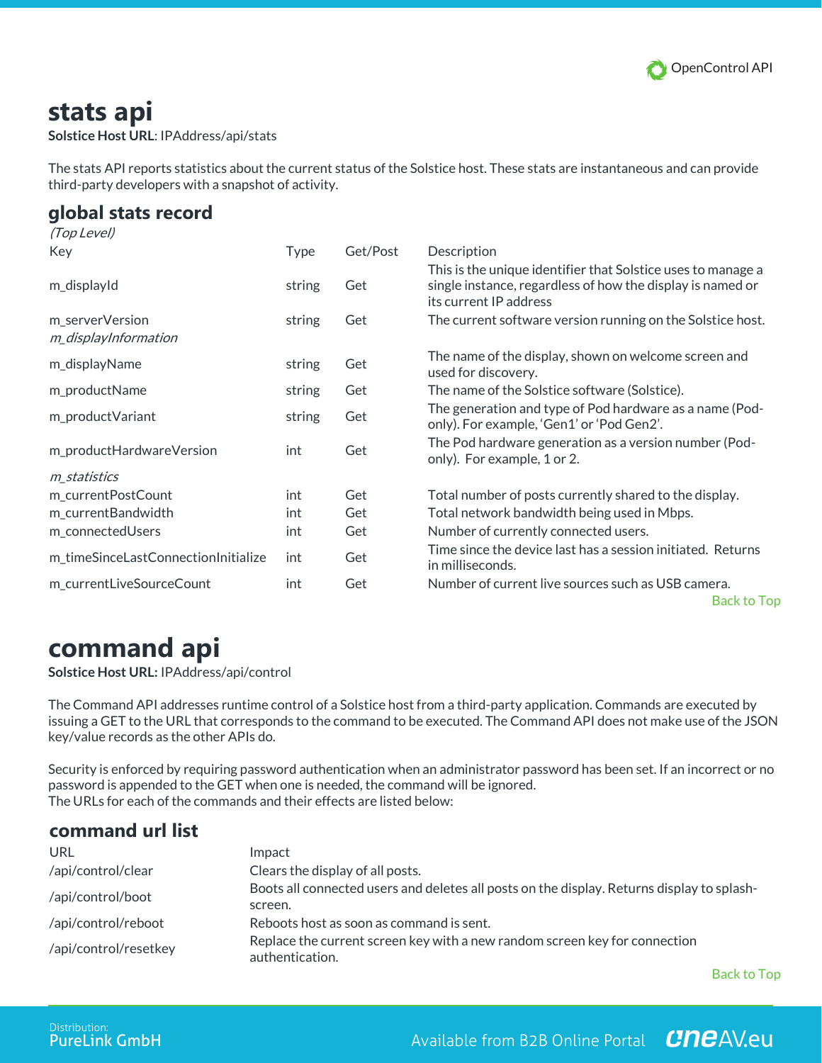# stats api

**Solstice Host URL**: IPAddress/api/stats

The stats API reports statistics about the current status of the Solstice host. These stats are instantaneous and can provide third-party developers with a snapshot of activity.

## global stats record

*(Top Level)*

| Key | Type | Get/Post | Description |
|---|---|---|---|
| m_displayId | string | Get | This is the unique identifier that Solstice uses to manage a single instance, regardless of how the display is named or its current IP address |
| m_serverVersion | string | Get | The current software version running on the Solstice host. |
| *m_displayInformation* | | | |
| m_displayName | string | Get | The name of the display, shown on welcome screen and used for discovery. |
| m_productName | string | Get | The name of the Solstice software (Solstice). |
| m_productVariant | string | Get | The generation and type of Pod hardware as a name (Pod-only). For example, 'Gen1' or 'Pod Gen2'. |
| m_productHardwareVersion | int | Get | The Pod hardware generation as a version number (Pod-only). For example, 1 or 2. |
| *m_statistics* | | | |
| m_currentPostCount | int | Get | Total number of posts currently shared to the display. |
| m_currentBandwidth | int | Get | Total network bandwidth being used in Mbps. |
| m_connectedUsers | int | Get | Number of currently connected users. |
| m_timeSinceLastConnectionInitialize | int | Get | Time since the device last has a session initiated. Returns in milliseconds. |
| m_currentLiveSourceCount | int | Get | Number of current live sources such as USB camera. |

Back to Top

# command api

**Solstice Host URL:** IPAddress/api/control

The Command API addresses runtime control of a Solstice host from a third-party application. Commands are executed by issuing a GET to the URL that corresponds to the command to be executed. The Command API does not make use of the JSON key/value records as the other APIs do.

Security is enforced by requiring password authentication when an administrator password has been set. If an incorrect or no password is appended to the GET when one is needed, the command will be ignored.
The URLs for each of the commands and their effects are listed below:

## command url list

| URL | Impact |
|---|---|
| /api/control/clear | Clears the display of all posts. |
| /api/control/boot | Boots all connected users and deletes all posts on the display. Returns display to splash-screen. |
| /api/control/reboot | Reboots host as soon as command is sent. |
| /api/control/resetkey | Replace the current screen key with a new random screen key for connection authentication. |

Back to Top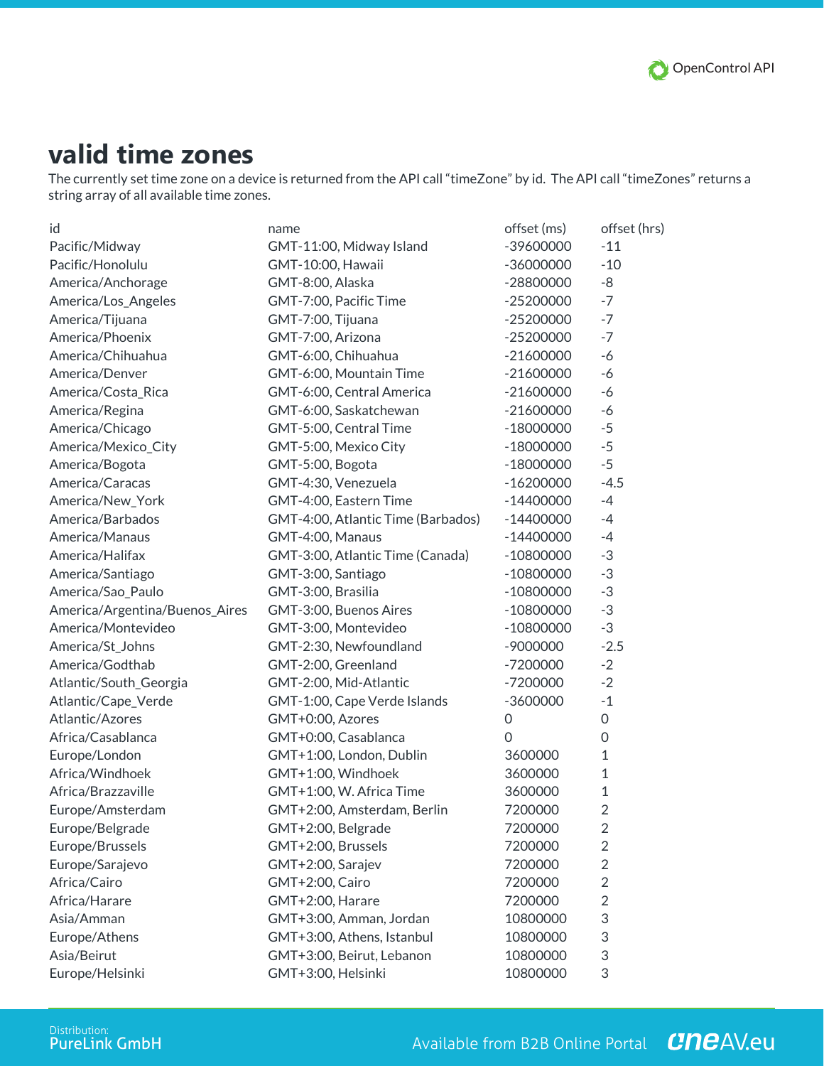## valid time zones

The currently set time zone on a device is returned from the API call "timeZone" by id. The API call "timeZones" returns a string array of all available time zones.

| id | name | offset (ms) | offset (hrs) |
|---|---|---|---|
| Pacific/Midway | GMT-11:00, Midway Island | -39600000 | -11 |
| Pacific/Honolulu | GMT-10:00, Hawaii | -36000000 | -10 |
| America/Anchorage | GMT-8:00, Alaska | -28800000 | -8 |
| America/Los_Angeles | GMT-7:00, Pacific Time | -25200000 | -7 |
| America/Tijuana | GMT-7:00, Tijuana | -25200000 | -7 |
| America/Phoenix | GMT-7:00, Arizona | -25200000 | -7 |
| America/Chihuahua | GMT-6:00, Chihuahua | -21600000 | -6 |
| America/Denver | GMT-6:00, Mountain Time | -21600000 | -6 |
| America/Costa_Rica | GMT-6:00, Central America | -21600000 | -6 |
| America/Regina | GMT-6:00, Saskatchewan | -21600000 | -6 |
| America/Chicago | GMT-5:00, Central Time | -18000000 | -5 |
| America/Mexico_City | GMT-5:00, Mexico City | -18000000 | -5 |
| America/Bogota | GMT-5:00, Bogota | -18000000 | -5 |
| America/Caracas | GMT-4:30, Venezuela | -16200000 | -4.5 |
| America/New_York | GMT-4:00, Eastern Time | -14400000 | -4 |
| America/Barbados | GMT-4:00, Atlantic Time (Barbados) | -14400000 | -4 |
| America/Manaus | GMT-4:00, Manaus | -14400000 | -4 |
| America/Halifax | GMT-3:00, Atlantic Time (Canada) | -10800000 | -3 |
| America/Santiago | GMT-3:00, Santiago | -10800000 | -3 |
| America/Sao_Paulo | GMT-3:00, Brasilia | -10800000 | -3 |
| America/Argentina/Buenos_Aires | GMT-3:00, Buenos Aires | -10800000 | -3 |
| America/Montevideo | GMT-3:00, Montevideo | -10800000 | -3 |
| America/St_Johns | GMT-2:30, Newfoundland | -9000000 | -2.5 |
| America/Godthab | GMT-2:00, Greenland | -7200000 | -2 |
| Atlantic/South_Georgia | GMT-2:00, Mid-Atlantic | -7200000 | -2 |
| Atlantic/Cape_Verde | GMT-1:00, Cape Verde Islands | -3600000 | -1 |
| Atlantic/Azores | GMT+0:00, Azores | 0 | 0 |
| Africa/Casablanca | GMT+0:00, Casablanca | 0 | 0 |
| Europe/London | GMT+1:00, London, Dublin | 3600000 | 1 |
| Africa/Windhoek | GMT+1:00, Windhoek | 3600000 | 1 |
| Africa/Brazzaville | GMT+1:00, W. Africa Time | 3600000 | 1 |
| Europe/Amsterdam | GMT+2:00, Amsterdam, Berlin | 7200000 | 2 |
| Europe/Belgrade | GMT+2:00, Belgrade | 7200000 | 2 |
| Europe/Brussels | GMT+2:00, Brussels | 7200000 | 2 |
| Europe/Sarajevo | GMT+2:00, Sarajev | 7200000 | 2 |
| Africa/Cairo | GMT+2:00, Cairo | 7200000 | 2 |
| Africa/Harare | GMT+2:00, Harare | 7200000 | 2 |
| Asia/Amman | GMT+3:00, Amman, Jordan | 10800000 | 3 |
| Europe/Athens | GMT+3:00, Athens, Istanbul | 10800000 | 3 |
| Asia/Beirut | GMT+3:00, Beirut, Lebanon | 10800000 | 3 |
| Europe/Helsinki | GMT+3:00, Helsinki | 10800000 | 3 |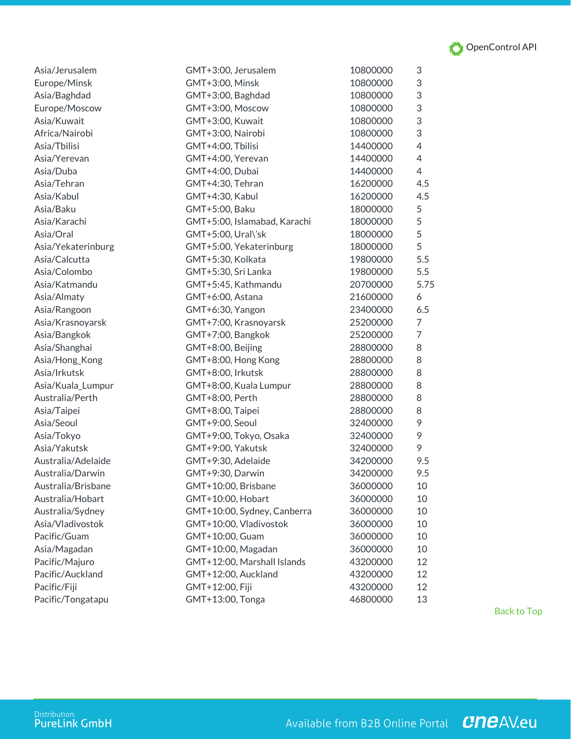| | | | |
|---|---|---|---|
| Asia/Jerusalem | GMT+3:00, Jerusalem | 10800000 | 3 |
| Europe/Minsk | GMT+3:00, Minsk | 10800000 | 3 |
| Asia/Baghdad | GMT+3:00, Baghdad | 10800000 | 3 |
| Europe/Moscow | GMT+3:00, Moscow | 10800000 | 3 |
| Asia/Kuwait | GMT+3:00, Kuwait | 10800000 | 3 |
| Africa/Nairobi | GMT+3:00, Nairobi | 10800000 | 3 |
| Asia/Tbilisi | GMT+4:00, Tbilisi | 14400000 | 4 |
| Asia/Yerevan | GMT+4:00, Yerevan | 14400000 | 4 |
| Asia/Duba | GMT+4:00, Dubai | 14400000 | 4 |
| Asia/Tehran | GMT+4:30, Tehran | 16200000 | 4.5 |
| Asia/Kabul | GMT+4:30, Kabul | 16200000 | 4.5 |
| Asia/Baku | GMT+5:00, Baku | 18000000 | 5 |
| Asia/Karachi | GMT+5:00, Islamabad, Karachi | 18000000 | 5 |
| Asia/Oral | GMT+5:00, Ural\'sk | 18000000 | 5 |
| Asia/Yekaterinburg | GMT+5:00, Yekaterinburg | 18000000 | 5 |
| Asia/Calcutta | GMT+5:30, Kolkata | 19800000 | 5.5 |
| Asia/Colombo | GMT+5:30, Sri Lanka | 19800000 | 5.5 |
| Asia/Katmandu | GMT+5:45, Kathmandu | 20700000 | 5.75 |
| Asia/Almaty | GMT+6:00, Astana | 21600000 | 6 |
| Asia/Rangoon | GMT+6:30, Yangon | 23400000 | 6.5 |
| Asia/Krasnoyarsk | GMT+7:00, Krasnoyarsk | 25200000 | 7 |
| Asia/Bangkok | GMT+7:00, Bangkok | 25200000 | 7 |
| Asia/Shanghai | GMT+8:00, Beijing | 28800000 | 8 |
| Asia/Hong_Kong | GMT+8:00, Hong Kong | 28800000 | 8 |
| Asia/Irkutsk | GMT+8:00, Irkutsk | 28800000 | 8 |
| Asia/Kuala_Lumpur | GMT+8:00, Kuala Lumpur | 28800000 | 8 |
| Australia/Perth | GMT+8:00, Perth | 28800000 | 8 |
| Asia/Taipei | GMT+8:00, Taipei | 28800000 | 8 |
| Asia/Seoul | GMT+9:00, Seoul | 32400000 | 9 |
| Asia/Tokyo | GMT+9:00, Tokyo, Osaka | 32400000 | 9 |
| Asia/Yakutsk | GMT+9:00, Yakutsk | 32400000 | 9 |
| Australia/Adelaide | GMT+9:30, Adelaide | 34200000 | 9.5 |
| Australia/Darwin | GMT+9:30, Darwin | 34200000 | 9.5 |
| Australia/Brisbane | GMT+10:00, Brisbane | 36000000 | 10 |
| Australia/Hobart | GMT+10:00, Hobart | 36000000 | 10 |
| Australia/Sydney | GMT+10:00, Sydney, Canberra | 36000000 | 10 |
| Asia/Vladivostok | GMT+10:00, Vladivostok | 36000000 | 10 |
| Pacific/Guam | GMT+10:00, Guam | 36000000 | 10 |
| Asia/Magadan | GMT+10:00, Magadan | 36000000 | 10 |
| Pacific/Majuro | GMT+12:00, Marshall Islands | 43200000 | 12 |
| Pacific/Auckland | GMT+12:00, Auckland | 43200000 | 12 |
| Pacific/Fiji | GMT+12:00, Fiji | 43200000 | 12 |
| Pacific/Tongatapu | GMT+13:00, Tonga | 46800000 | 13 |

Back to Top